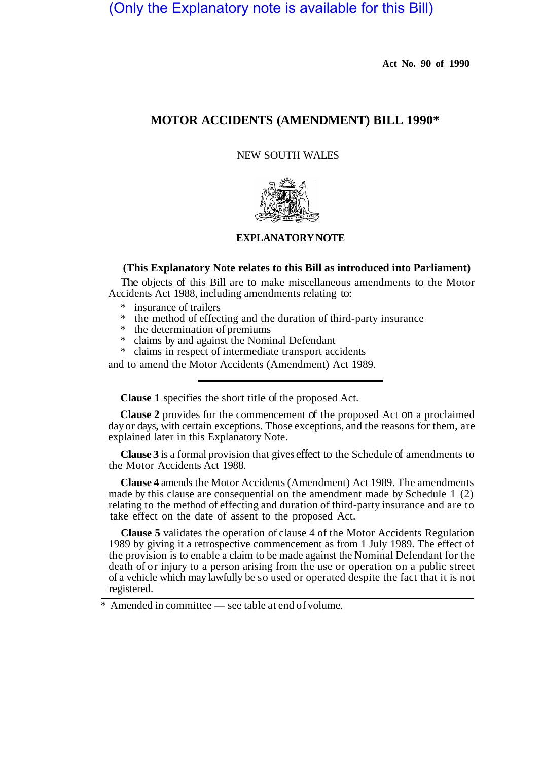(Only the Explanatory note is available for this Bill)

**Act No. 90 of 1990**

# MOTOR ACCIDENTS (AMENDMENT) BILL 1990*

NEW SOUTH WALES

## EXPLANATORY NOTE

**(This Explanatory Note relates to this Bill as introduced into Parliament)**

The objects of this Bill are to make miscellaneous amendments to the Motor Accidents Act 1988, including amendments relating to:

* insurance of trailers
* the method of effecting and the duration of third-party insurance
* the determination of premiums
* claims by and against the Nominal Defendant
* claims in respect of intermediate transport accidents

and to amend the Motor Accidents (Amendment) Act 1989.

---

**Clause 1** specifies the short title of the proposed Act.

**Clause 2** provides for the commencement of the proposed Act on a proclaimed day or days, with certain exceptions. Those exceptions, and the reasons for them, are explained later in this Explanatory Note.

**Clause 3** is a formal provision that gives effect to the Schedule of amendments to the Motor Accidents Act 1988.

**Clause 4** amends the Motor Accidents (Amendment) Act 1989. The amendments made by this clause are consequential on the amendment made by Schedule 1 (2) relating to the method of effecting and duration of third-party insurance and are to take effect on the date of assent to the proposed Act.

**Clause 5** validates the operation of clause 4 of the Motor Accidents Regulation 1989 by giving it a retrospective commencement as from 1 July 1989. The effect of the provision is to enable a claim to be made against the Nominal Defendant for the death of or injury to a person arising from the use or operation on a public street of a vehicle which may lawfully be so used or operated despite the fact that it is not registered.

---

\* Amended in committee — see table at end of volume.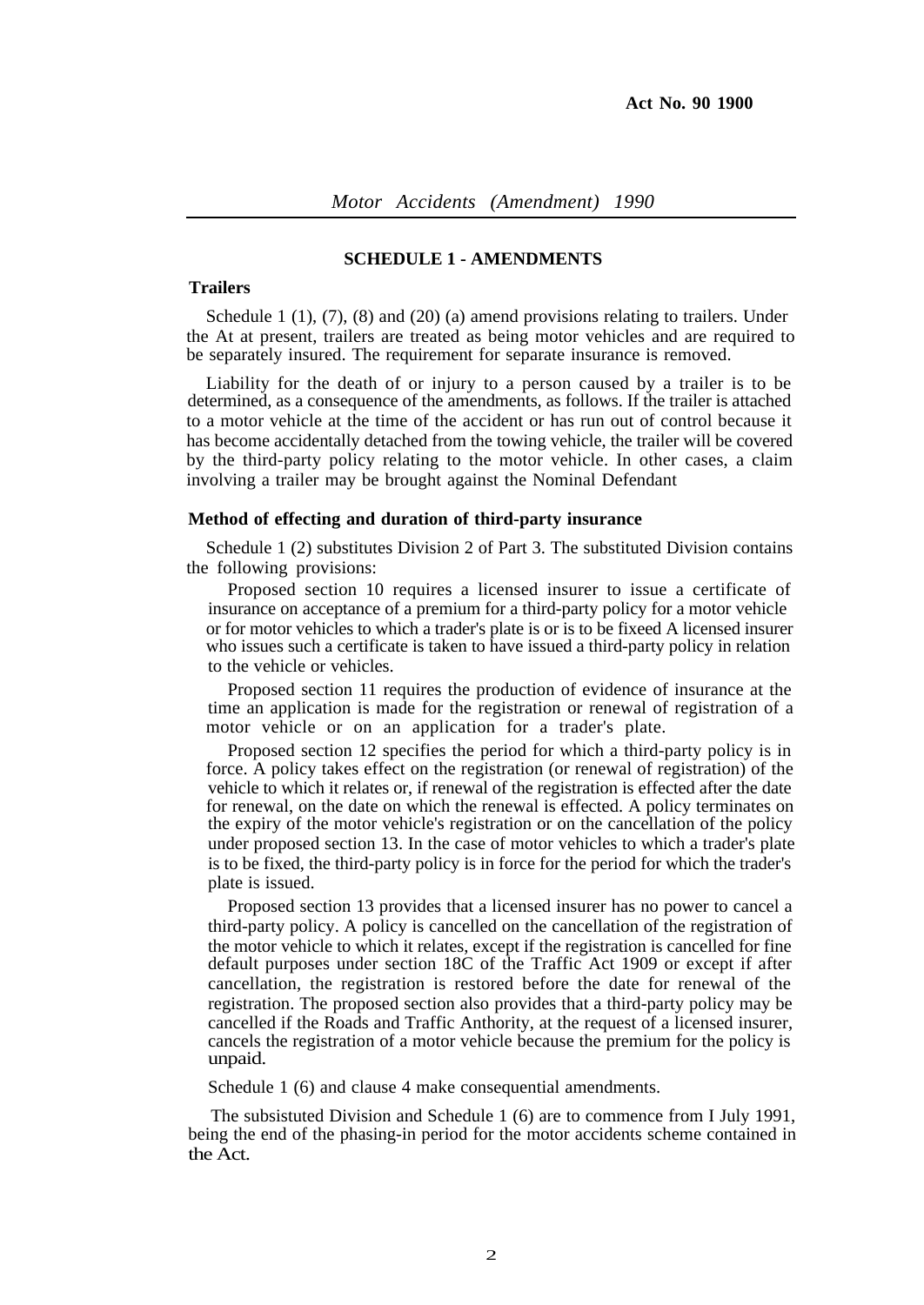## SCHEDULE 1 - AMENDMENTS

### Trailers

Schedule 1 (1), (7), (8) and (20) (a) amend provisions relating to trailers. Under the At at present, trailers are treated as being motor vehicles and are required to be separately insured. The requirement for separate insurance is removed.

Liability for the death of or injury to a person caused by a trailer is to be determined, as a consequence of the amendments, as follows. If the trailer is attached to a motor vehicle at the time of the accident or has run out of control because it has become accidentally detached from the towing vehicle, the trailer will be covered by the third-party policy relating to the motor vehicle. In other cases, a claim involving a trailer may be brought against the Nominal Defendant

### Method of effecting and duration of third-party insurance

Schedule 1 (2) substitutes Division 2 of Part 3. The substituted Division contains the following provisions:

Proposed section 10 requires a licensed insurer to issue a certificate of insurance on acceptance of a premium for a third-party policy for a motor vehicle or for motor vehicles to which a trader's plate is or is to be fixeed A licensed insurer who issues such a certificate is taken to have issued a third-party policy in relation to the vehicle or vehicles.

Proposed section 11 requires the production of evidence of insurance at the time an application is made for the registration or renewal of registration of a motor vehicle or on an application for a trader's plate.

Proposed section 12 specifies the period for which a third-party policy is in force. A policy takes effect on the registration (or renewal of registration) of the vehicle to which it relates or, if renewal of the registration is effected after the date for renewal, on the date on which the renewal is effected. A policy terminates on the expiry of the motor vehicle's registration or on the cancellation of the policy under proposed section 13. In the case of motor vehicles to which a trader's plate is to be fixed, the third-party policy is in force for the period for which the trader's plate is issued.

Proposed section 13 provides that a licensed insurer has no power to cancel a third-party policy. A policy is cancelled on the cancellation of the registration of the motor vehicle to which it relates, except if the registration is cancelled for fine default purposes under section 18C of the Traffic Act 1909 or except if after cancellation, the registration is restored before the date for renewal of the registration. The proposed section also provides that a third-party policy may be cancelled if the Roads and Traffic Anthority, at the request of a licensed insurer, cancels the registration of a motor vehicle because the premium for the policy is unpaid.

Schedule 1 (6) and clause 4 make consequential amendments.

The subsistuted Division and Schedule 1 (6) are to commence from I July 1991, being the end of the phasing-in period for the motor accidents scheme contained in the Act.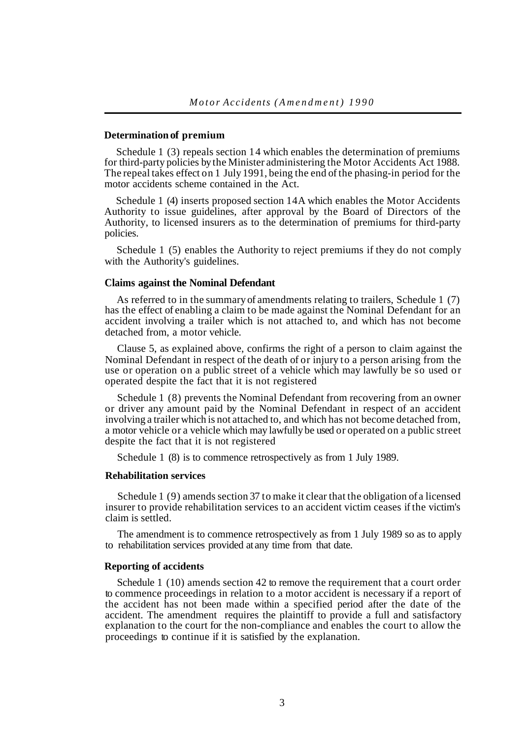**Determination of premium**

Schedule 1 (3) repeals section 14 which enables the determination of premiums for third-party policies by the Minister administering the Motor Accidents Act 1988. The repeal takes effect on 1 July 1991, being the end of the phasing-in period for the motor accidents scheme contained in the Act.

Schedule 1 (4) inserts proposed section 14A which enables the Motor Accidents Authority to issue guidelines, after approval by the Board of Directors of the Authority, to licensed insurers as to the determination of premiums for third-party policies.

Schedule 1 (5) enables the Authority to reject premiums if they do not comply with the Authority's guidelines.

**Claims against the Nominal Defendant**

As referred to in the summary of amendments relating to trailers, Schedule 1 (7) has the effect of enabling a claim to be made against the Nominal Defendant for an accident involving a trailer which is not attached to, and which has not become detached from, a motor vehicle.

Clause 5, as explained above, confirms the right of a person to claim against the Nominal Defendant in respect of the death of or injury to a person arising from the use or operation on a public street of a vehicle which may lawfully be so used or operated despite the fact that it is not registered

Schedule 1 (8) prevents the Nominal Defendant from recovering from an owner or driver any amount paid by the Nominal Defendant in respect of an accident involving a trailer which is not attached to, and which has not become detached from, a motor vehicle or a vehicle which may lawfully be used or operated on a public street despite the fact that it is not registered

Schedule 1 (8) is to commence retrospectively as from 1 July 1989.

**Rehabilitation services**

Schedule 1 (9) amends section 37 to make it clear that the obligation of a licensed insurer to provide rehabilitation services to an accident victim ceases if the victim's claim is settled.

The amendment is to commence retrospectively as from 1 July 1989 so as to apply to rehabilitation services provided at any time from that date.

**Reporting of accidents**

Schedule 1 (10) amends section 42 to remove the requirement that a court order to commence proceedings in relation to a motor accident is necessary if a report of the accident has not been made within a specified period after the date of the accident. The amendment requires the plaintiff to provide a full and satisfactory explanation to the court for the non-compliance and enables the court to allow the proceedings to continue if it is satisfied by the explanation.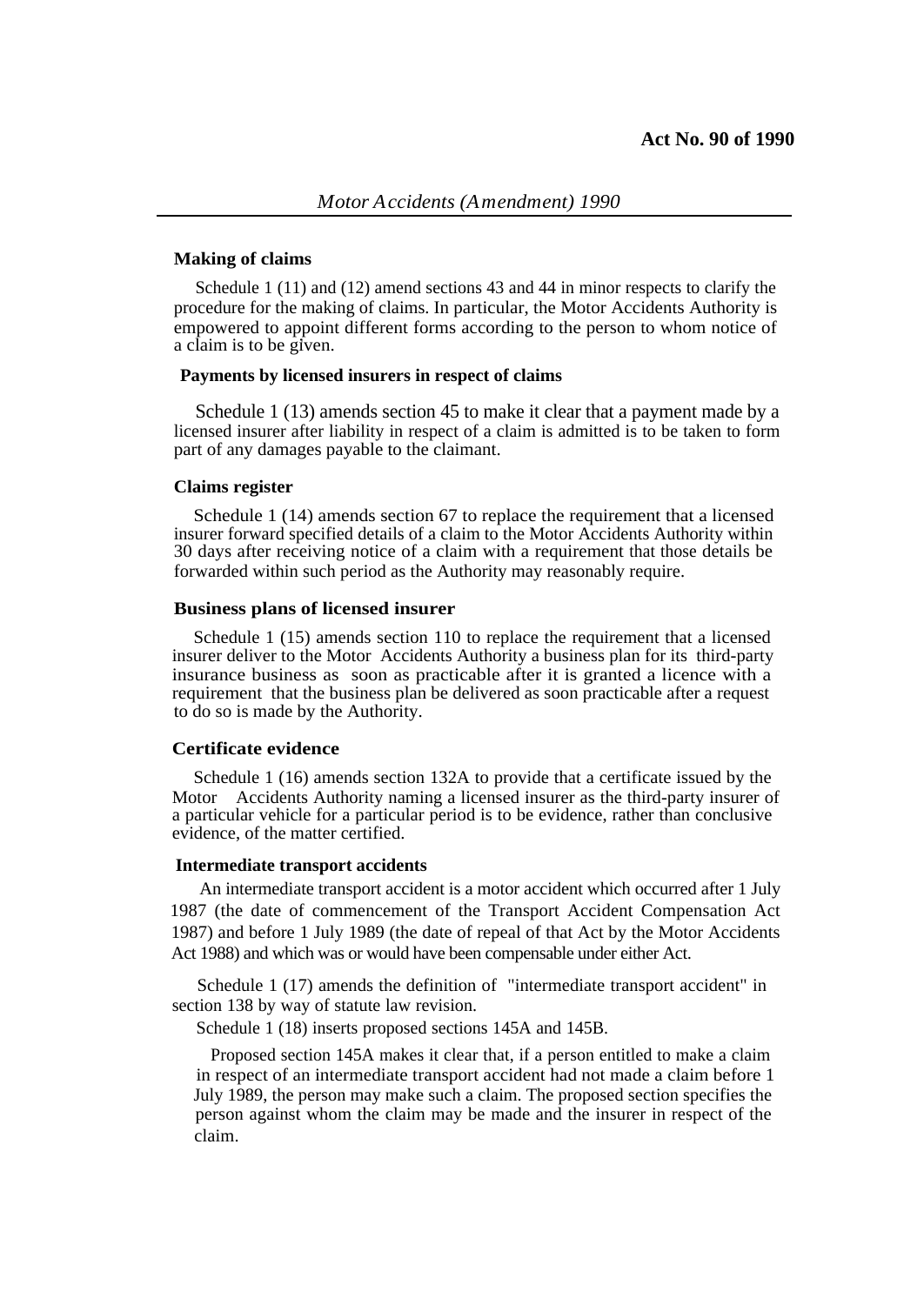**Making of claims**

Schedule 1 (11) and (12) amend sections 43 and 44 in minor respects to clarify the procedure for the making of claims. In particular, the Motor Accidents Authority is empowered to appoint different forms according to the person to whom notice of a claim is to be given.

**Payments by licensed insurers in respect of claims**

Schedule 1 (13) amends section 45 to make it clear that a payment made by a licensed insurer after liability in respect of a claim is admitted is to be taken to form part of any damages payable to the claimant.

**Claims register**

Schedule 1 (14) amends section 67 to replace the requirement that a licensed insurer forward specified details of a claim to the Motor Accidents Authority within 30 days after receiving notice of a claim with a requirement that those details be forwarded within such period as the Authority may reasonably require.

**Business plans of licensed insurer**

Schedule 1 (15) amends section 110 to replace the requirement that a licensed insurer deliver to the Motor Accidents Authority a business plan for its third-party insurance business as soon as practicable after it is granted a licence with a requirement that the business plan be delivered as soon practicable after a request to do so is made by the Authority.

**Certificate evidence**

Schedule 1 (16) amends section 132A to provide that a certificate issued by the Motor Accidents Authority naming a licensed insurer as the third-party insurer of a particular vehicle for a particular period is to be evidence, rather than conclusive evidence, of the matter certified.

**Intermediate transport accidents**

An intermediate transport accident is a motor accident which occurred after 1 July 1987 (the date of commencement of the Transport Accident Compensation Act 1987) and before 1 July 1989 (the date of repeal of that Act by the Motor Accidents Act 1988) and which was or would have been compensable under either Act.

Schedule 1 (17) amends the definition of "intermediate transport accident" in section 138 by way of statute law revision.

Schedule 1 (18) inserts proposed sections 145A and 145B.

Proposed section 145A makes it clear that, if a person entitled to make a claim in respect of an intermediate transport accident had not made a claim before 1 July 1989, the person may make such a claim. The proposed section specifies the person against whom the claim may be made and the insurer in respect of the claim.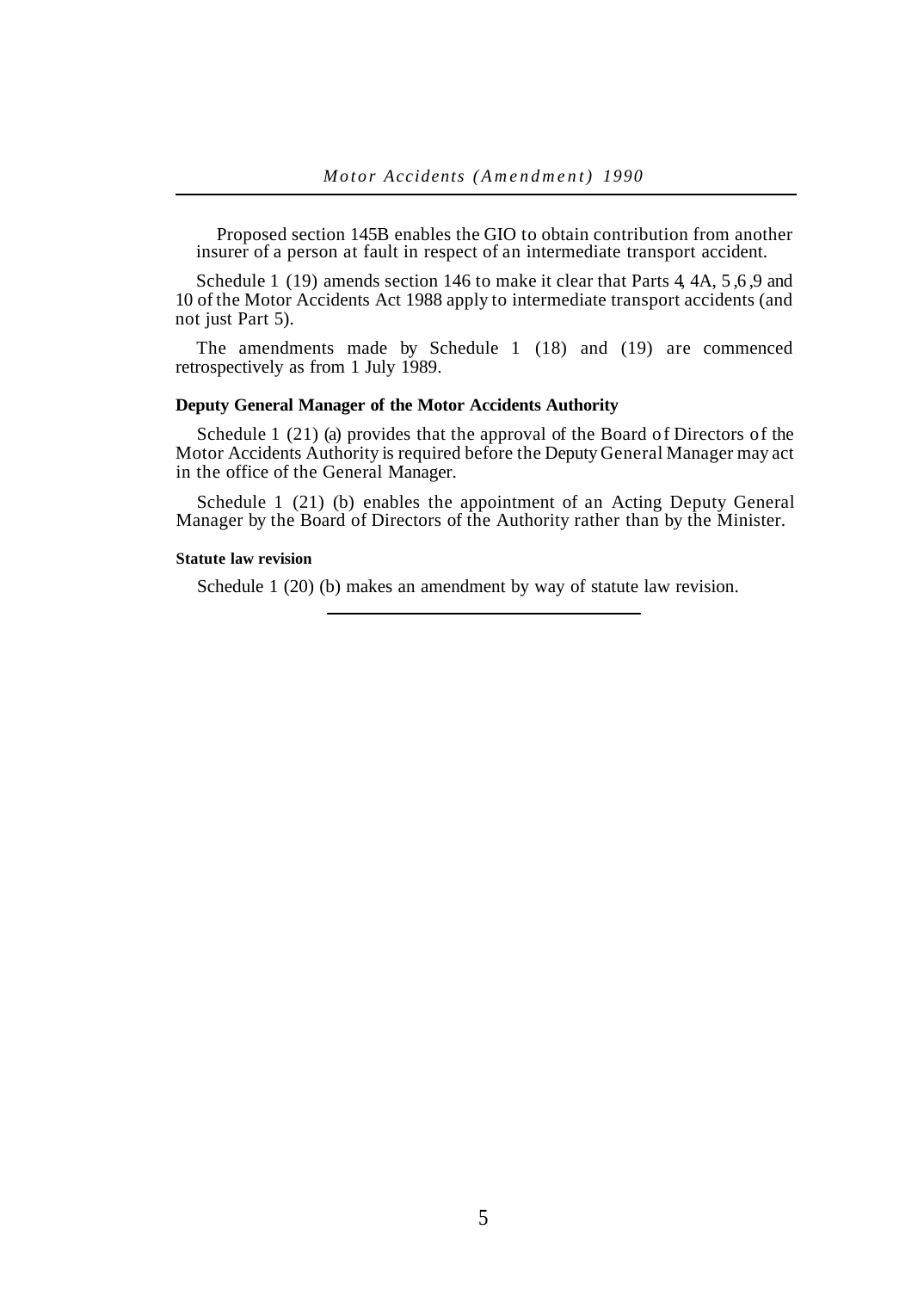Proposed section 145B enables the GIO to obtain contribution from another insurer of a person at fault in respect of an intermediate transport accident.

Schedule 1 (19) amends section 146 to make it clear that Parts 4, 4A, 5, 6, 9 and 10 of the Motor Accidents Act 1988 apply to intermediate transport accidents (and not just Part 5).

The amendments made by Schedule 1 (18) and (19) are commenced retrospectively as from 1 July 1989.

**Deputy General Manager of the Motor Accidents Authority**

Schedule 1 (21) (a) provides that the approval of the Board of Directors of the Motor Accidents Authority is required before the Deputy General Manager may act in the office of the General Manager.

Schedule 1 (21) (b) enables the appointment of an Acting Deputy General Manager by the Board of Directors of the Authority rather than by the Minister.

**Statute law revision**

Schedule 1 (20) (b) makes an amendment by way of statute law revision.